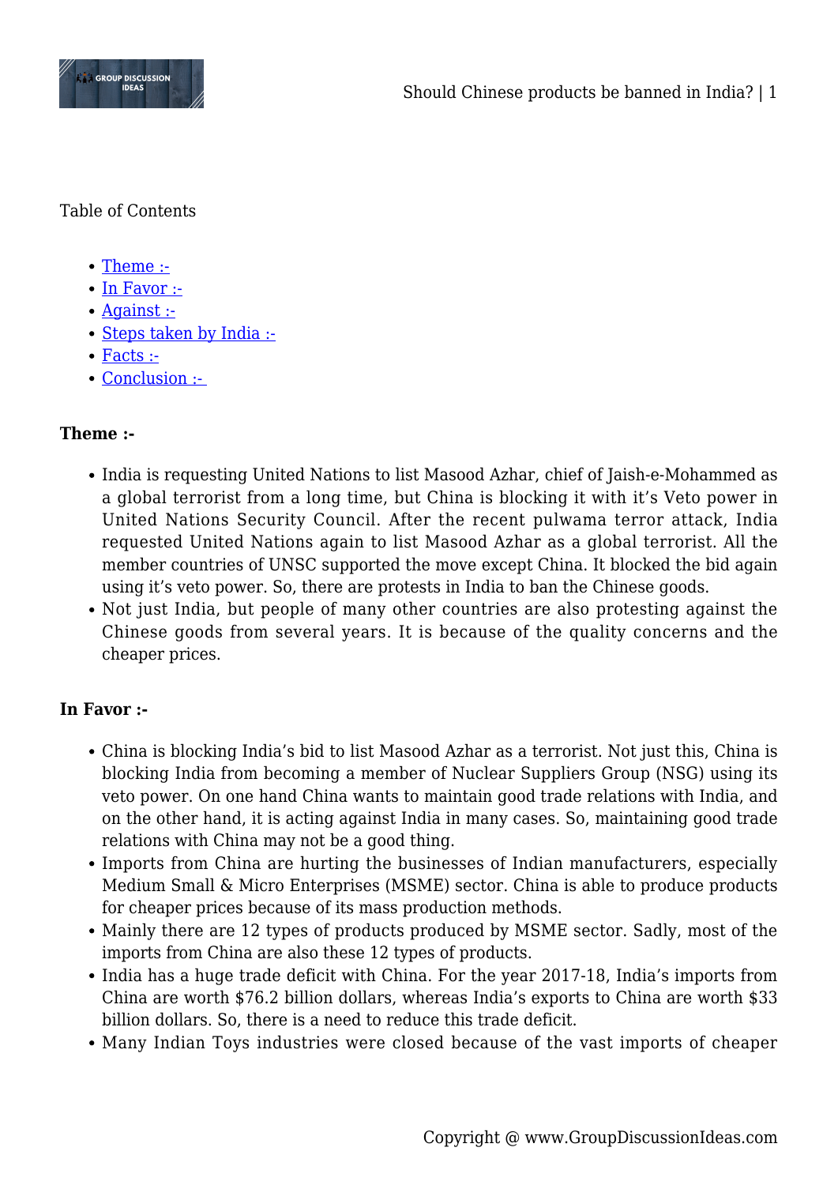Table of Contents

- Theme :-
- In Favor :-
- Against :-
- Steps taken by India :-
- Facts :-
- Conclusion :-

**Theme :-**

- India is requesting United Nations to list Masood Azhar, chief of Jaish-e-Mohammed as a global terrorist from a long time, but China is blocking it with it's Veto power in United Nations Security Council. After the recent pulwama terror attack, India requested United Nations again to list Masood Azhar as a global terrorist. All the member countries of UNSC supported the move except China. It blocked the bid again using it's veto power. So, there are protests in India to ban the Chinese goods.
- Not just India, but people of many other countries are also protesting against the Chinese goods from several years. It is because of the quality concerns and the cheaper prices.

**In Favor :-**

- China is blocking India's bid to list Masood Azhar as a terrorist. Not just this, China is blocking India from becoming a member of Nuclear Suppliers Group (NSG) using its veto power. On one hand China wants to maintain good trade relations with India, and on the other hand, it is acting against India in many cases. So, maintaining good trade relations with China may not be a good thing.
- Imports from China are hurting the businesses of Indian manufacturers, especially Medium Small & Micro Enterprises (MSME) sector. China is able to produce products for cheaper prices because of its mass production methods.
- Mainly there are 12 types of products produced by MSME sector. Sadly, most of the imports from China are also these 12 types of products.
- India has a huge trade deficit with China. For the year 2017-18, India's imports from China are worth $76.2 billion dollars, whereas India's exports to China are worth $33 billion dollars. So, there is a need to reduce this trade deficit.
- Many Indian Toys industries were closed because of the vast imports of cheaper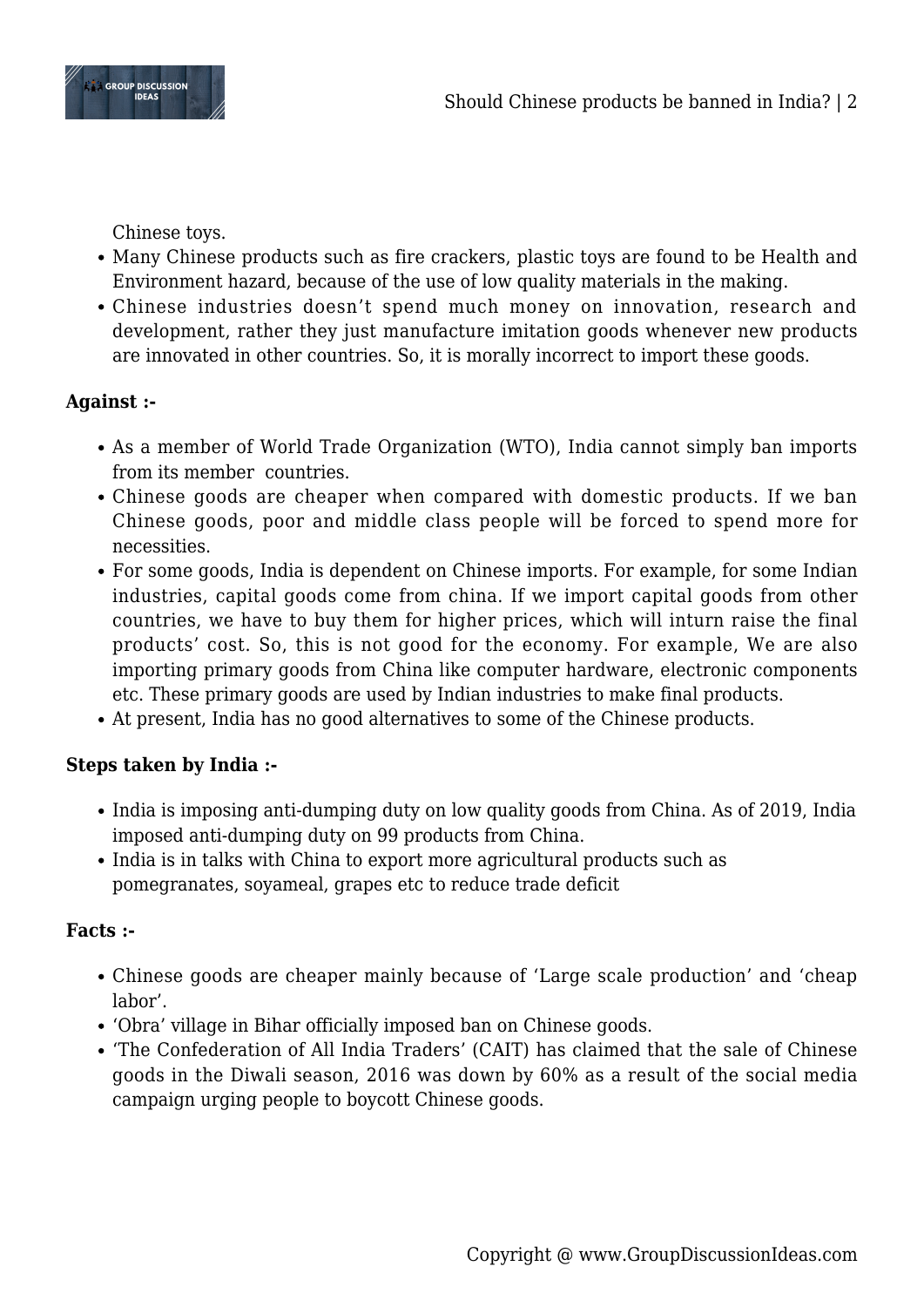Chinese toys.

- Many Chinese products such as fire crackers, plastic toys are found to be Health and Environment hazard, because of the use of low quality materials in the making.
- Chinese industries doesn't spend much money on innovation, research and development, rather they just manufacture imitation goods whenever new products are innovated in other countries. So, it is morally incorrect to import these goods.

**Against :-**

- As a member of World Trade Organization (WTO), India cannot simply ban imports from its member countries.
- Chinese goods are cheaper when compared with domestic products. If we ban Chinese goods, poor and middle class people will be forced to spend more for necessities.
- For some goods, India is dependent on Chinese imports. For example, for some Indian industries, capital goods come from china. If we import capital goods from other countries, we have to buy them for higher prices, which will inturn raise the final products' cost. So, this is not good for the economy. For example, We are also importing primary goods from China like computer hardware, electronic components etc. These primary goods are used by Indian industries to make final products.
- At present, India has no good alternatives to some of the Chinese products.

**Steps taken by India :-**

- India is imposing anti-dumping duty on low quality goods from China. As of 2019, India imposed anti-dumping duty on 99 products from China.
- India is in talks with China to export more agricultural products such as pomegranates, soyameal, grapes etc to reduce trade deficit

**Facts :-**

- Chinese goods are cheaper mainly because of 'Large scale production' and 'cheap labor'.
- 'Obra' village in Bihar officially imposed ban on Chinese goods.
- 'The Confederation of All India Traders' (CAIT) has claimed that the sale of Chinese goods in the Diwali season, 2016 was down by 60% as a result of the social media campaign urging people to boycott Chinese goods.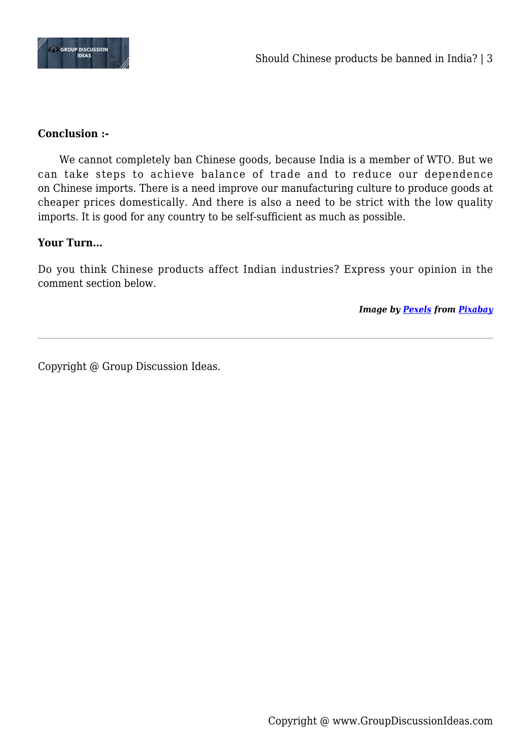**Conclusion :-**

We cannot completely ban Chinese goods, because India is a member of WTO. But we can take steps to achieve balance of trade and to reduce our dependence on Chinese imports. There is a need improve our manufacturing culture to produce goods at cheaper prices domestically. And there is also a need to be strict with the low quality imports. It is good for any country to be self-sufficient as much as possible.

**Your Turn…**

Do you think Chinese products affect Indian industries? Express your opinion in the comment section below.

***Image by Pexels from Pixabay***

---

Copyright @ Group Discussion Ideas.